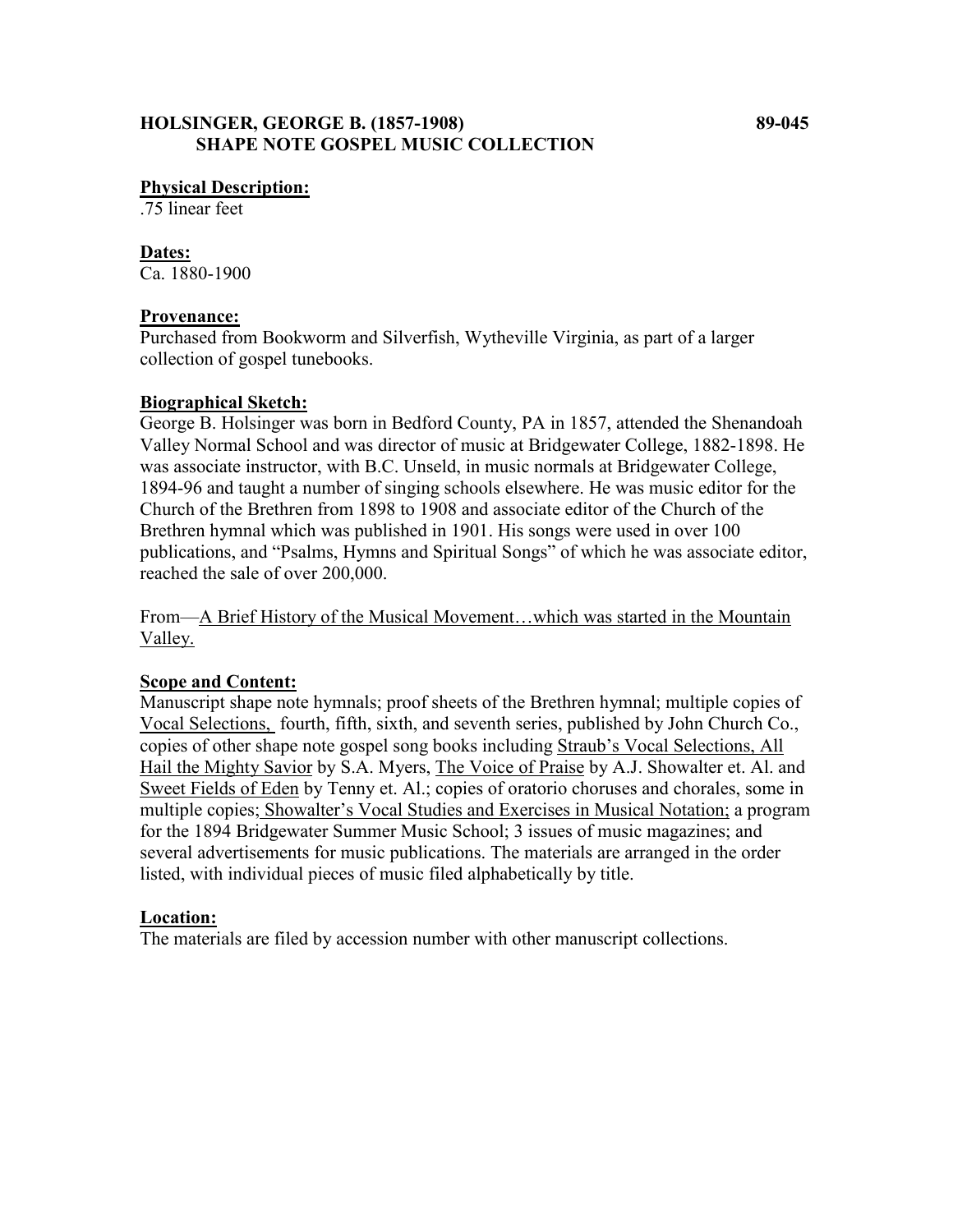# HOLSINGER, GEORGE B. (1857-1908) — 89-045
## SHAPE NOTE GOSPEL MUSIC COLLECTION

**Physical Description:**
.75 linear feet

**Dates:**
Ca. 1880-1900

**Provenance:**
Purchased from Bookworm and Silverfish, Wytheville Virginia, as part of a larger collection of gospel tunebooks.

**Biographical Sketch:**
George B. Holsinger was born in Bedford County, PA in 1857, attended the Shenandoah Valley Normal School and was director of music at Bridgewater College, 1882-1898. He was associate instructor, with B.C. Unseld, in music normals at Bridgewater College, 1894-96 and taught a number of singing schools elsewhere. He was music editor for the Church of the Brethren from 1898 to 1908 and associate editor of the Church of the Brethren hymnal which was published in 1901. His songs were used in over 100 publications, and "Psalms, Hymns and Spiritual Songs" of which he was associate editor, reached the sale of over 200,000.

From—A Brief History of the Musical Movement…which was started in the Mountain Valley.

**Scope and Content:**
Manuscript shape note hymnals; proof sheets of the Brethren hymnal; multiple copies of Vocal Selections, fourth, fifth, sixth, and seventh series, published by John Church Co., copies of other shape note gospel song books including Straub's Vocal Selections, All Hail the Mighty Savior by S.A. Myers, The Voice of Praise by A.J. Showalter et. Al. and Sweet Fields of Eden by Tenny et. Al.; copies of oratorio choruses and chorales, some in multiple copies; Showalter's Vocal Studies and Exercises in Musical Notation; a program for the 1894 Bridgewater Summer Music School; 3 issues of music magazines; and several advertisements for music publications. The materials are arranged in the order listed, with individual pieces of music filed alphabetically by title.

**Location:**
The materials are filed by accession number with other manuscript collections.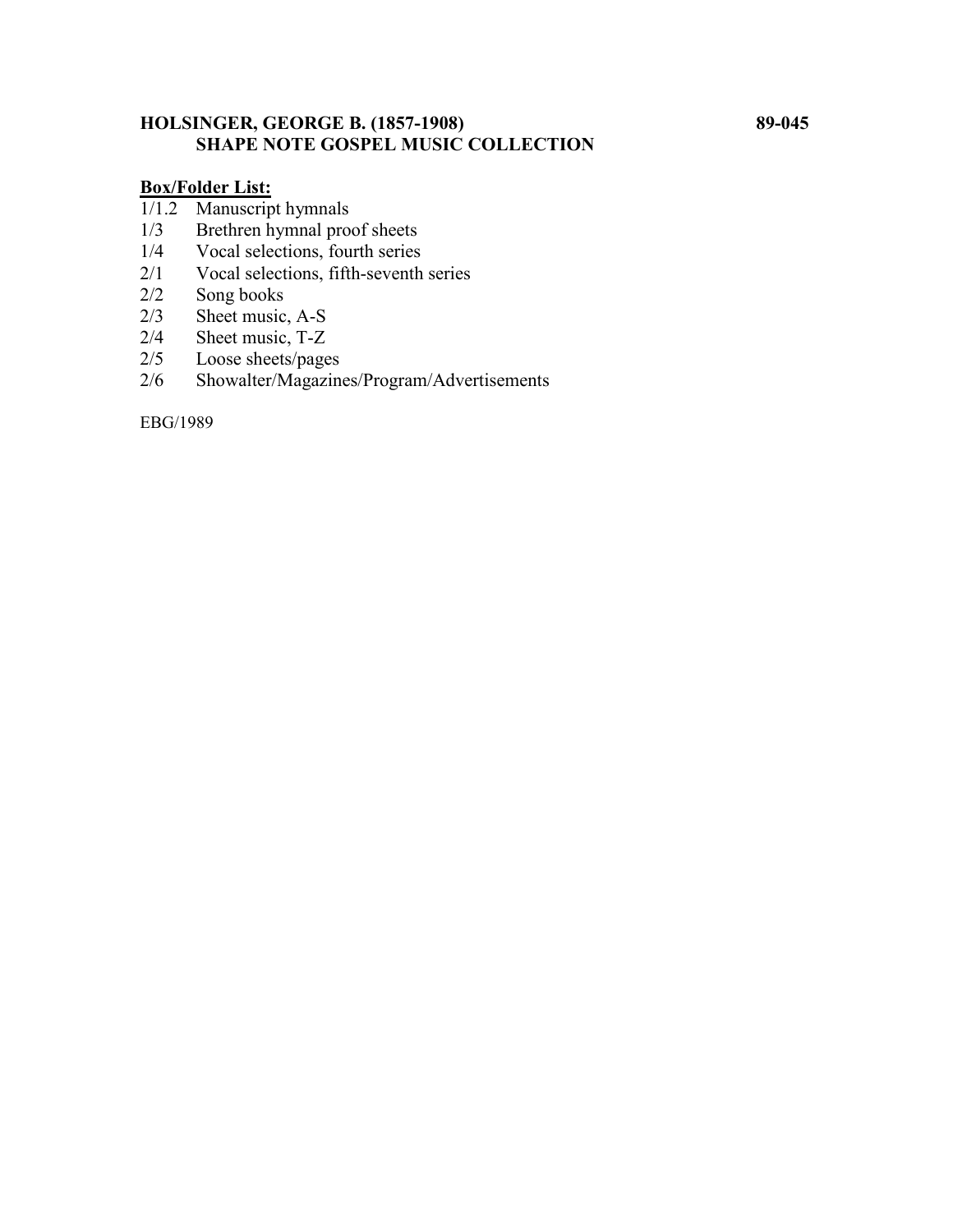**HOLSINGER, GEORGE B. (1857-1908) 89-045**
**SHAPE NOTE GOSPEL MUSIC COLLECTION**

**Box/Folder List:**

| | |
|---|---|
| 1/1.2 | Manuscript hymnals |
| 1/3 | Brethren hymnal proof sheets |
| 1/4 | Vocal selections, fourth series |
| 2/1 | Vocal selections, fifth-seventh series |
| 2/2 | Song books |
| 2/3 | Sheet music, A-S |
| 2/4 | Sheet music, T-Z |
| 2/5 | Loose sheets/pages |
| 2/6 | Showalter/Magazines/Program/Advertisements |

EBG/1989